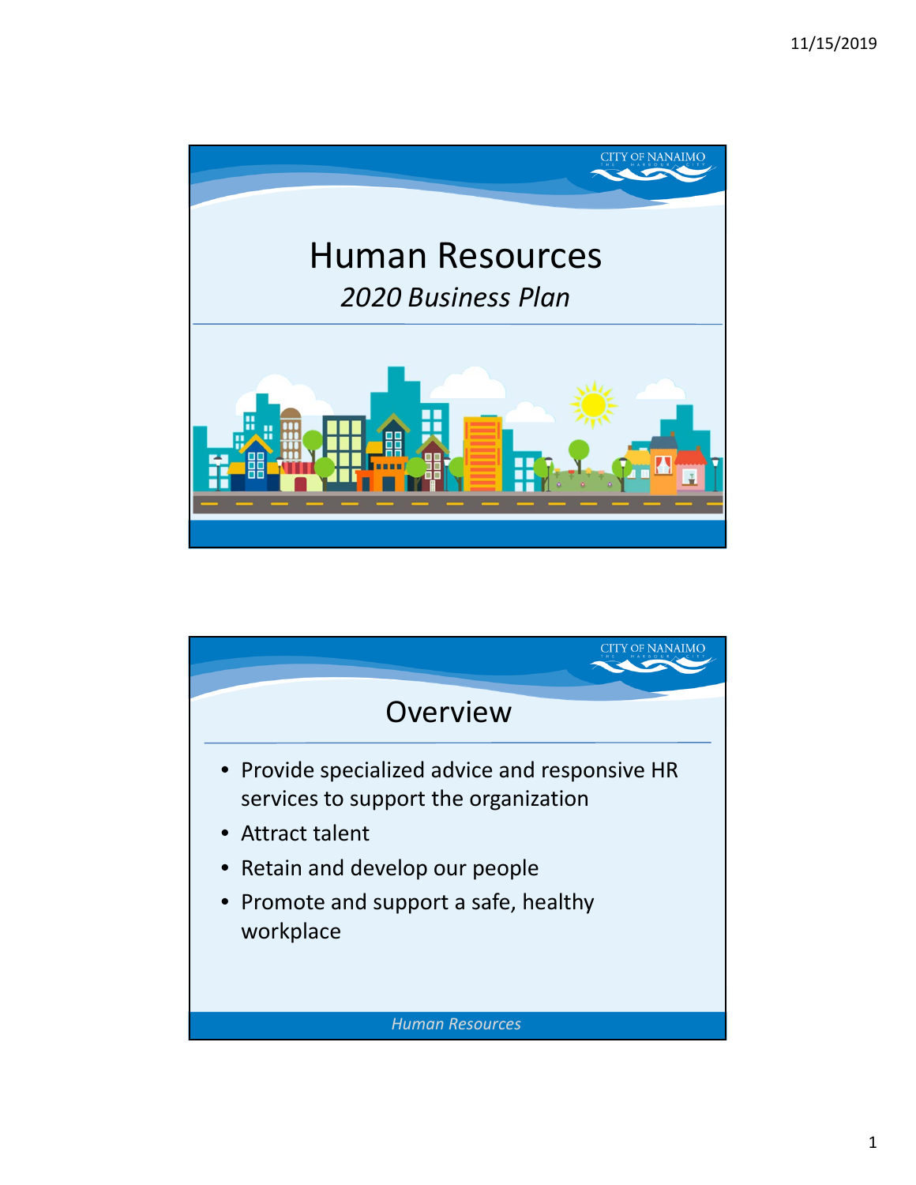# Human Resources

*2020 Business Plan*

## Overview

- Provide specialized advice and responsive HR services to support the organization
- Attract talent
- Retain and develop our people
- Promote and support a safe, healthy workplace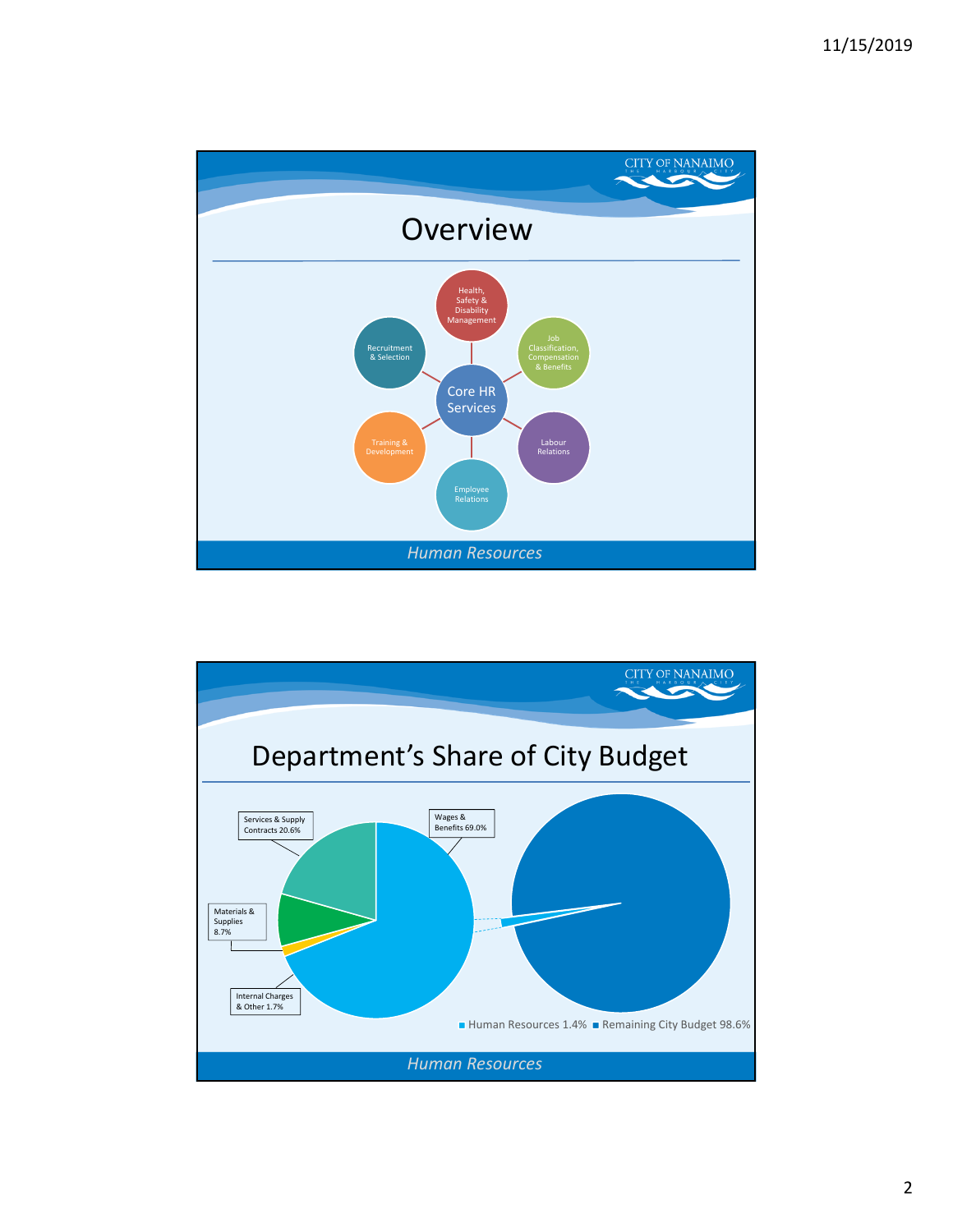# Overview

- Core HR Services
  - Health, Safety & Disability Management
  - Job Classification, Compensation & Benefits
  - Labour Relations
  - Employee Relations
  - Training & Development
  - Recruitment & Selection

*Human Resources*

# Department's Share of City Budget

| Category | Share |
| --- | --- |
| Wages & Benefits | 69.0% |
| Services & Supply Contracts | 20.6% |
| Materials & Supplies | 8.7% |
| Internal Charges & Other | 1.7% |

| | Share |
| --- | --- |
| Human Resources | 1.4% |
| Remaining City Budget | 98.6% |

*Human Resources*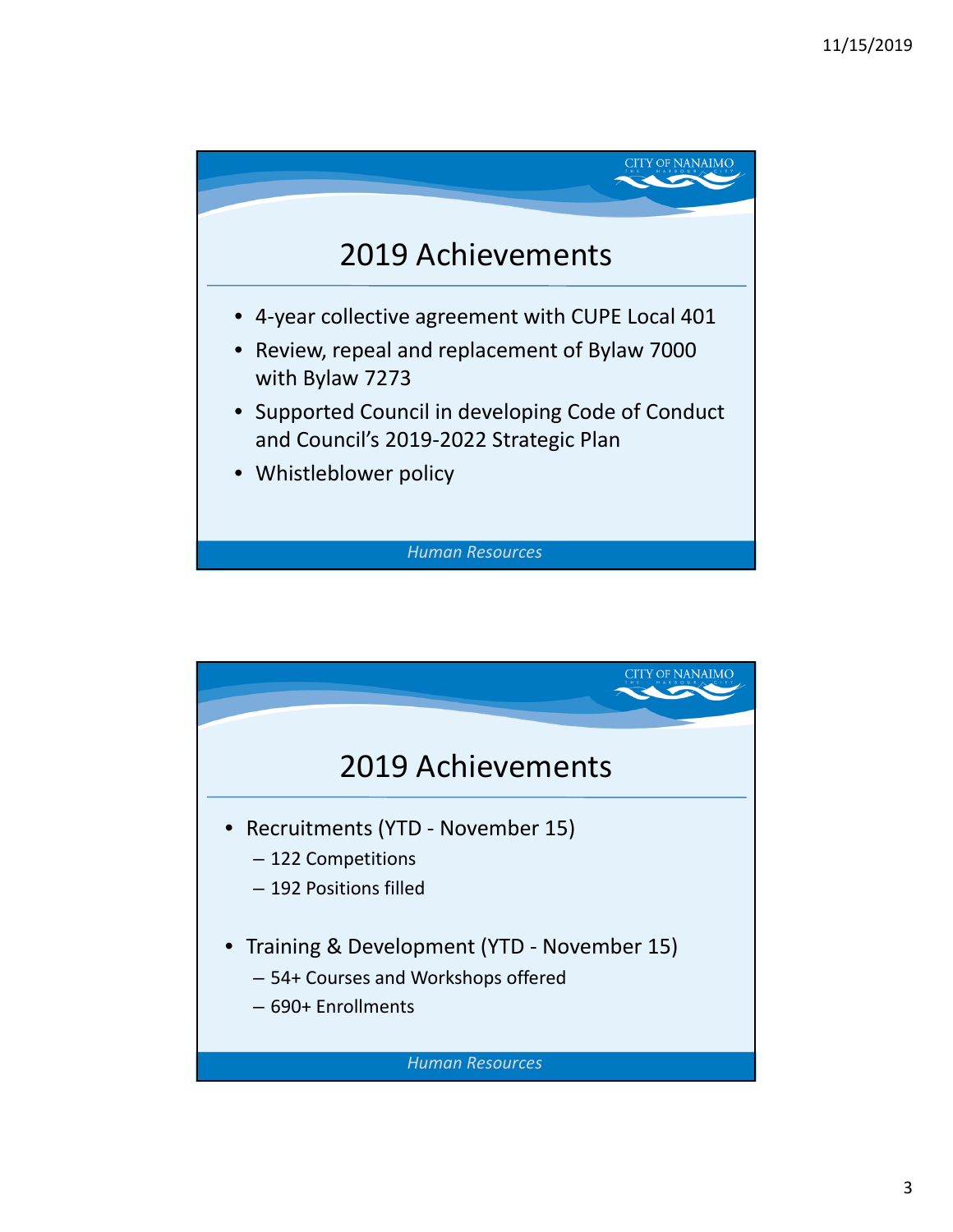## 2019 Achievements

- 4-year collective agreement with CUPE Local 401
- Review, repeal and replacement of Bylaw 7000 with Bylaw 7273
- Supported Council in developing Code of Conduct and Council's 2019-2022 Strategic Plan
- Whistleblower policy

*Human Resources*

## 2019 Achievements

- Recruitments (YTD - November 15)
  - 122 Competitions
  - 192 Positions filled
- Training & Development (YTD - November 15)
  - 54+ Courses and Workshops offered
  - 690+ Enrollments

*Human Resources*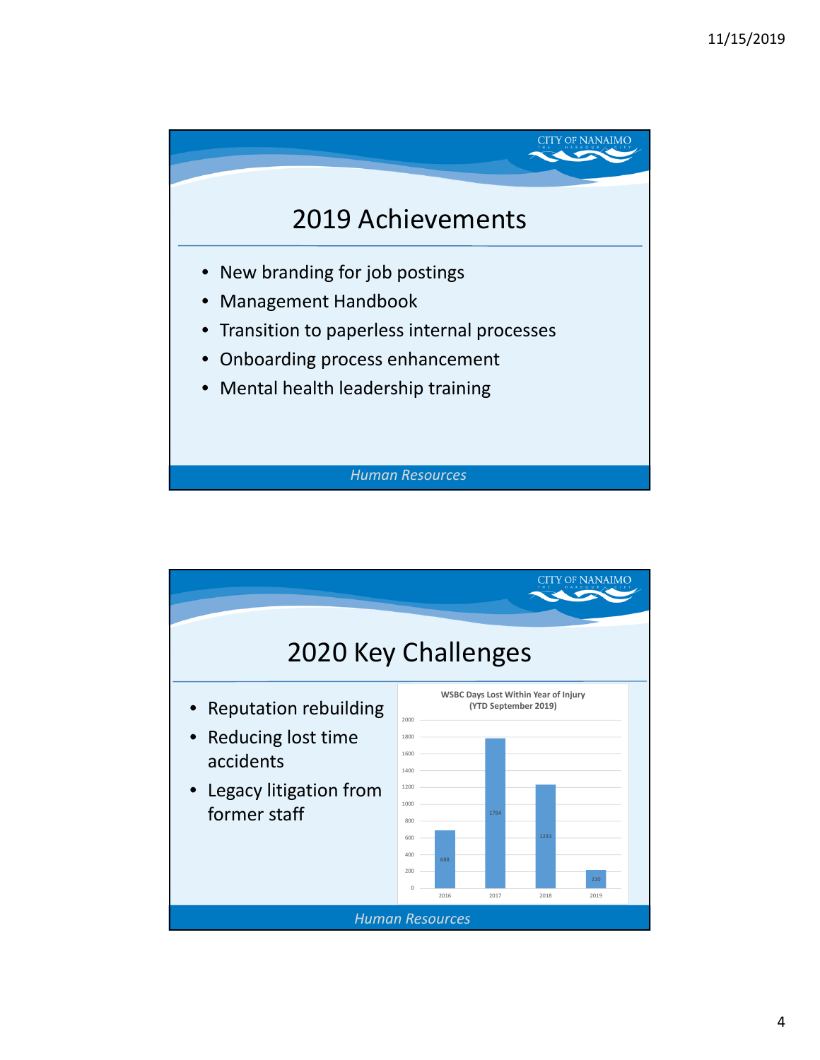## 2019 Achievements

- New branding for job postings
- Management Handbook
- Transition to paperless internal processes
- Onboarding process enhancement
- Mental health leadership training

*Human Resources*

## 2020 Key Challenges

- Reputation rebuilding
- Reducing lost time accidents
- Legacy litigation from former staff

**WSBC Days Lost Within Year of Injury (YTD September 2019)**

| Year | Days Lost |
|---|---|
| 2016 | 688 |
| 2017 | 1784 |
| 2018 | 1233 |
| 2019 | 220 |

*Human Resources*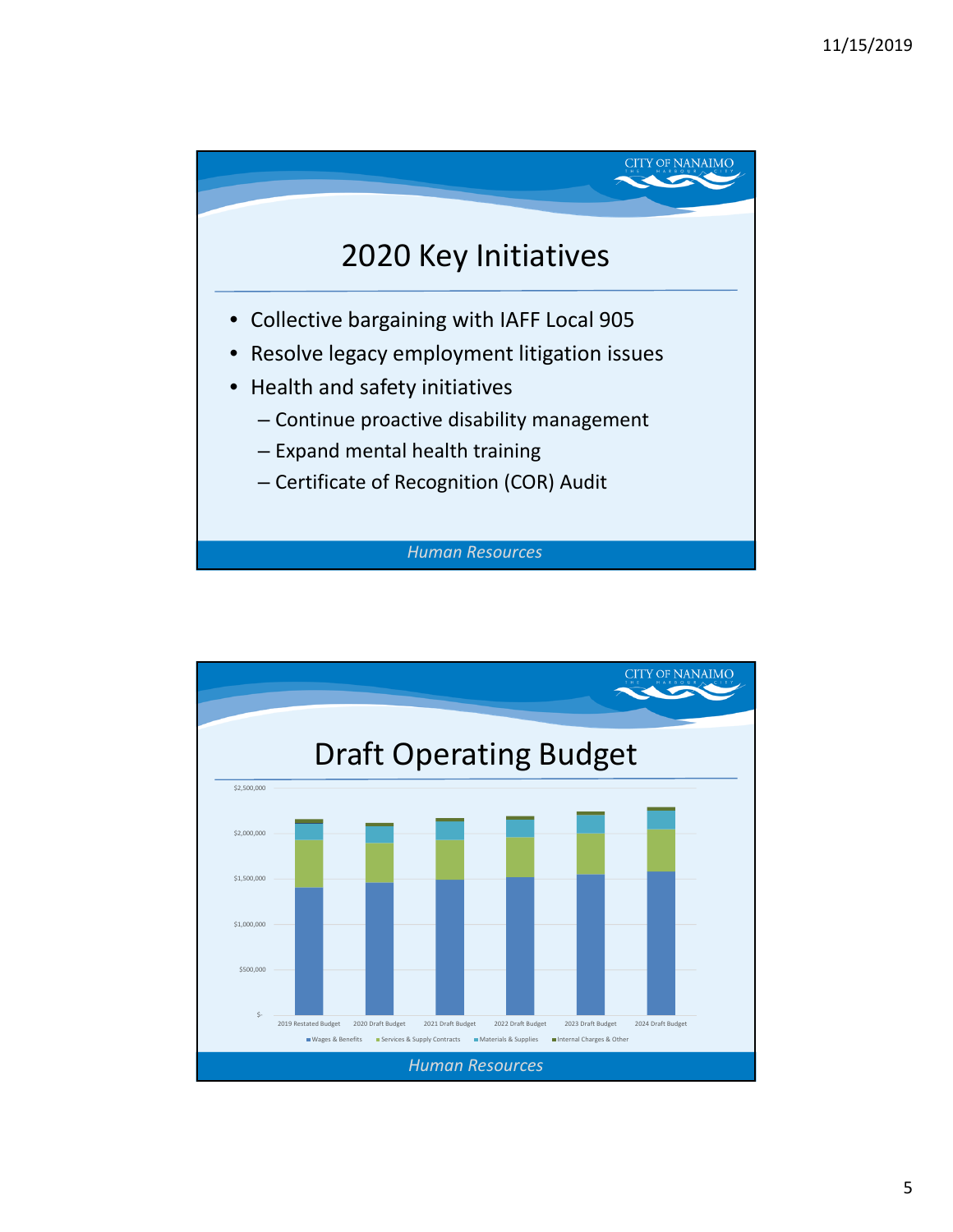## 2020 Key Initiatives

- Collective bargaining with IAFF Local 905
- Resolve legacy employment litigation issues
- Health and safety initiatives
  - Continue proactive disability management
  - Expand mental health training
  - Certificate of Recognition (COR) Audit

*Human Resources*

## Draft Operating Budget

$2,500,000

$2,000,000

$1,500,000

$1,000,000

$500,000

$-

2019 Restated Budget | 2020 Draft Budget | 2021 Draft Budget | 2022 Draft Budget | 2023 Draft Budget | 2024 Draft Budget

Wages & Benefits | Services & Supply Contracts | Materials & Supplies | Internal Charges & Other

*Human Resources*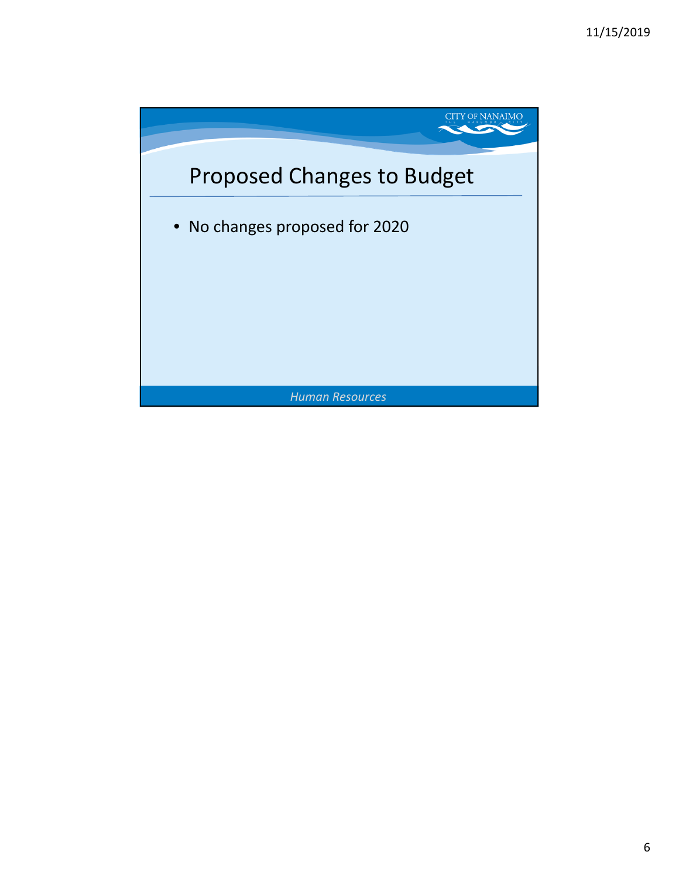## Proposed Changes to Budget

- No changes proposed for 2020

*Human Resources*